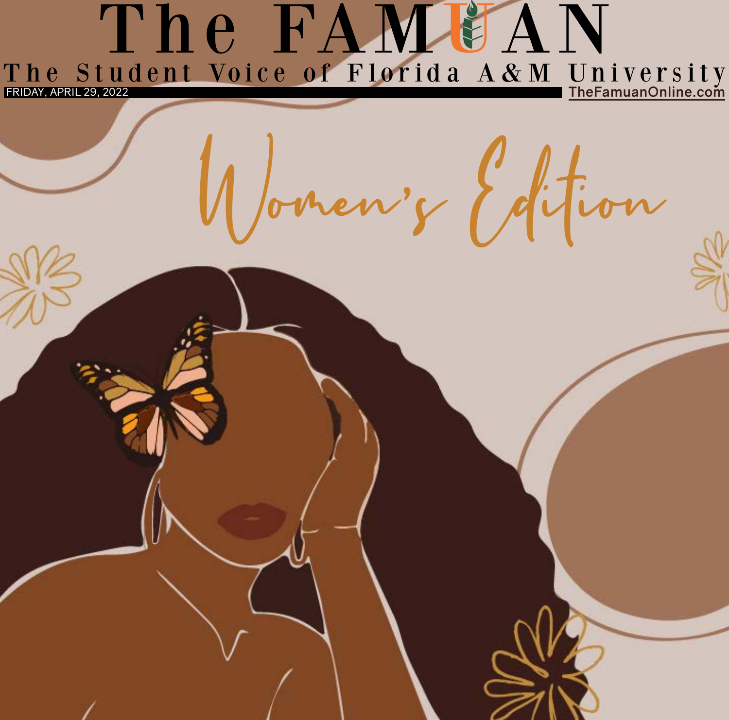# The FAMUAN

The Student Voice of Florida A&M University

FRIDAY, APRIL 29, 2022

TheFamuanOnline.com

## Women's Edition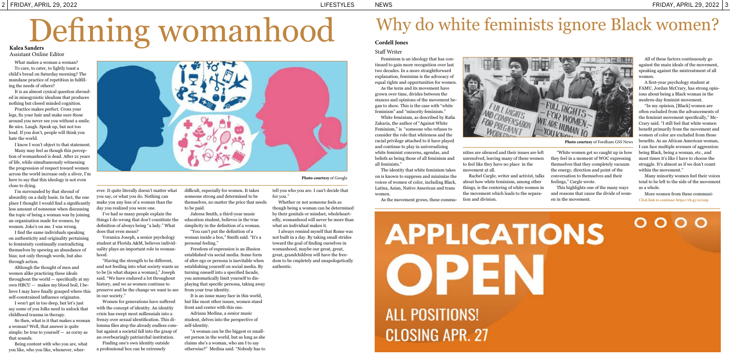# Defining womanhood

**Kalea Sanders**
Assistant Online Editor

What makes a woman a woman? To care, to cater, to lightly toast a child's bread on Saturday morning? The mundane practice of repetition in fulfilling the needs of others?

It is an almost cynical question shrouded in misogynistic idealism that produces nothing but closed minded cognition.

Practice makes perfect. Cross your legs, fix your hair and make sure those around you never see you without a smile. Be nice. Laugh. Speak up, but not too loud. If you don't, people will think you hate the world.

I know I won't object to that statement.

Many may feel as though this perception of womanhood is dead. After 21 years of life, while simultaneously witnessing the progression of respect toward women across the world increase only a sliver, I'm here to say that this ideology is not even close to dying.

I'm surrounded by that shroud of absurdity on a daily basis. In fact, the one place I thought I would find a significantly less amount of nonsense when discussing the topic of being a woman was by joining an organization made for women, by women. Joke's on me. I was wrong.

I find the same individuals speaking on authenticity and originality pertaining to femininity continually contradicting themselves by spewing an abundance of bias; not only through words, but also through action.

Although the thought of men and women alike practicing these ideals throughout the world — specifically at my own HBCU — makes my blood boil, I believe I may have finally grasped where this self-constrained influence originates.

I won't get in too deep, but let's just say some of you folks need to unlock that childhood trauma in therapy.

So then, what is it that makes a woman a woman? Well, that answer is quite simple; be true to yourself — as corny as that sounds.

Being content with who you are, what you like, who you like, whenever, wherever. It quite literally doesn't matter what you say, or what you do. Nothing can make you any less of a woman than the day you realized you were one.

I've had so many people explain the things I do wrong that don't constitute the definition of always being "a lady." What does that even mean?

Voranica Joseph, a senior psychology student at Florida A&M, believes individuality plays an important role in womanhood.

"Having the strength to be different, and not feeding into what society wants us to be [is what shapes a woman]," Joseph said. "We have endured a lot throughout history, and we as women continue to preserve and be the change we want to see in our society."

Women for generations have suffered with the concept of identity. An identity crisis has swept most millennials into a frenzy over sexual identification. This dilemma files atop the already endless combat against a societal fall into the grasp of an overbearingly patriarchal institution.

Finding one's own identity outside a professional box can be extremely difficult, especially for women. It takes someone strong and determined to be themselves, no matter the price that needs to be paid.

Jaleesa Smith, a third-year music education student, believes in the true simplicity in the definition of a woman.

"You can't put the definition of a woman inside a box," Smith said. "It's a personal feeling."

Freedom of expression is an illusion established via social media. Some form of alter ego or persona is inevitable when establishing yourself on social media. By turning oneself into a specified facade, you automatically limit yourself to displaying that specific persona, taking away from your true identity.

It is an issue many face in this world, but like most other issues, women stand front and center with this one.

Adriana Medina, a senior music student, delves into the perspective of self-identity.

"A woman can be the biggest or smallest person in the world, but as long as she claims she's a woman, who am I to say otherwise?" Medina said. "Nobody has to tell you who you are. I can't decide that for you."

Whether or not someone feels as though being a woman can be determined by their genitals or mindset, wholeheartedly, womanhood will never be more than what an individual makes it.

I always remind myself that Rome was not built in a day. By taking small strides toward the goal of finding ourselves in womanhood, maybe our great, great, great, grandchildren will have the freedom to be cmpletely and unapologetically authentic.

**Photo courtesy** of Google

# Why do white feminists ignore Black women?

**Cordell Jones**
Staff Writer

Feminism is an ideology that has continued to gain more recognition over last two decades. In a more straightforward explanation, feminism is the advocacy of equal rights and opportunities for women.

As the term and its movement have grown over time, divides between the stances and opinions of the movement began to show. This is the case with "white feminism" and "minority feminism."

White feminism, as described by Rafia Zakaria, the author of "Against White Feminism," is "someone who refuses to consider the role that whiteness and the racial privilege attached to it have played and continue to play in universalizing white feminist concerns, agendas, and beliefs as being those of all feminism and all feminists."

The identity that white feminism takes on is known to suppress and minimize the voices of women of color, including Black, Latina, Asian, Native American and trans women.

As the movement grows, these communities are silenced and their issues are left unresolved, leaving many of these women to feel like they have no place in the movement at all.

Rachel Cargle, writer and activist, talks about how white feminism, among other things, is the centering of white women in the movement which leads to the separation and division.

"White women get so caught up in how they feel in a moment of WOC expressing themselves that they completely vacuum the energy, direction and point of the conversation to themselves and their feelings," Cargle wrote.

This highlights one of the many ways and reasons that cause the divide of women in the movement.

**Photo courtesy** of Fordham GSS News

All of these factors continuously go against the main ideals of the movement, speaking against the mistreatment of all women.

A first-year psychology student at FAMU, Jordan McCrary, has strong opinions about being a Black woman in the modern-day feminist movement.

"In my opinion, [Black] women are often excluded from the advancements of the feminist movement specifically," McCrary said. "I still feel that white women benefit primarily from the movement and women of color are excluded from those benefits. As an African American woman, I can face multiple avenues of aggression: being Black, being a woman, etc., and most times it's like I have to choose the struggle. It's almost as if we don't count within the movement."

Many minority women feel their voices tend to be left to the side of the movement as a whole.

More women from these communi-

**Click link to continue: https://rb.gy/ez1nip**

**APPLICATIONS OPEN**

**ALL POSITIONS!**
**CLOSING APR. 27**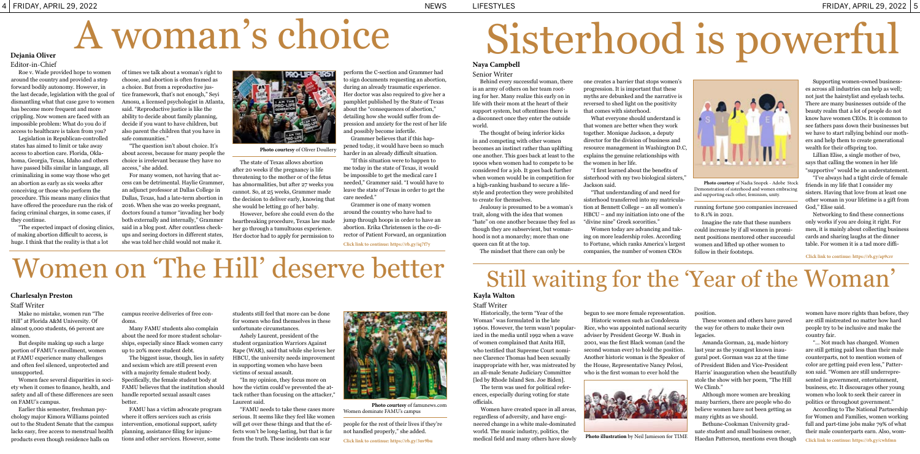# A woman's choice

**Dejania Oliver**
Editor-in-Chief

Roe v. Wade provided hope to women around the country and provided a step forward bodily autonomy. However, in the last decade, legislation with the goal of dismantling what that case gave to women has become more frequent and more crippling. Now women are faced with an impossible problem: What do you do if access to healthcare is taken from you?

Legislation in Republican-controlled states has aimed to limit or take away access to abortion care. Florida, Oklahoma, Georgia, Texas, Idaho and others have passed bills similar in language, all criminalizing in some way those who get an abortion as early as six weeks after conceiving or those who perform the procedure. This means many clinics that have offered the procedure run the risk of facing criminal charges, in some cases, if they continue.

"The expected impact of closing clinics, of making abortion difficult to access, is huge. I think that the reality is that a lot of times we talk about a woman's right to choose, and abortion is often framed as a choice. But from a reproductive justice framework, that's not enough," Seyi Amosu, a licensed psychologist in Atlanta, said. "Reproductive justice is like the ability to decide about family planning, decide if you want to have children, but also parent the children that you have in safe communities."

"The question isn't about choice. It's about access, because for many people the choice is irrelevant because they have no access," she added.

For many women, not having that access can be detrimental. Haylie Grammer, an adjunct professor at Dallas College in Dallas, Texas, had a late-term abortion in 2016. When she was 20 weeks pregnant, doctors found a tumor "invading her body both externally and internally," Grammer said in a blog post. After countless checkups and seeing doctors in different states, she was told her child would not make it.

**Photo courtesy** of Oliver Doullery

The state of Texas allows abortion after 20 weeks if the pregnancy is life threatening to the mother or of the fetus has abnormalities, but after 27 weeks you cannot. So, at 25 weeks, Grammer made the decision to deliver early, knowing that she would be letting go of her baby.

However, before she could even do the heartbreaking procedure, Texas law made her go through a tumultuous experience. Her doctor had to apply for permission to perform the C-section and Grammer had to sign documents requesting an abortion, during an already traumatic experience. Her doctor was also required to give her a pamphlet published by the State of Texas about the "consequences of abortion," detailing how she would suffer from depression and anxiety for the rest of her life and possibly become infertile.

Grammer believes that if this happened today, it would have been so much harder in an already difficult situation.

"If this situation were to happen to me today in the state of Texas, it would be impossible to get the medical care I needed," Grammer said. "I would have to leave the state of Texas in order to get the care needed."

Grammer is one of many women around the country who have had to jump through hoops in order to have an abortion. Erika Christensen is the co-director of Patient Forward, an organization

**Click link to continue: https://rb.gy/iq7f7y**

# Sisterhood is powerful

**Naya Campbell**
Senior Writer

Behind every successful woman, there is an army of others on her team rooting for her. Many realize this early on in life with their mom at the heart of their support system, but oftentimes there is a disconnect once they enter the outside world.

The thought of being inferior kicks in and competing with other women becomes an instinct rather than uplifting one another. This goes back at least to the 1900s when women had to compete to be considered for a job. It goes back further when women would be in competition for a high-ranking husband to secure a lifestyle and protection they were prohibited to create for themselves.

Jealousy is presumed to be a woman's trait, along with the idea that women "hate" on one another because they feel as though they are subservient, but womanhood is not a monarchy; more than one queen can fit at the top.

The mindset that there can only be one creates a barrier that stops women's progression. It is important that these myths are debunked and the narrative is reversed to shed light on the positivity that comes with sisterhood.

What everyone should understand is that women are better when they work together. Monique Jackson, a deputy director for the division of business and resource management in Washington D.C, explains the genuine relationships with the women in her life.

"I first learned about the benefits of sisterhood with my two biological sisters," Jackson said.

"That understanding of and need for sisterhood transferred into my matriculation at Bennett College – an all women's HBCU – and my initiation into one of the "divine nine" Greek sororities."

Women today are advancing and taking on more leadership roles. According to Fortune, which ranks America's largest companies, the number of women CEOs running fortune 500 companies increased to 8.1% in 2021.

**Photo courtesy** of Nadia Snopek - Adobe Stock
Demonstration of sisterhood and women embracing and supporting each other, feminism, unity.

Imagine the rate that these numbers could increase by if all women in prominent positions mentored other successful women and lifted up other women to follow in their footsteps.

Supporting women-owned businesses across all industries can help as well; not just the hairstylist and eyelash techs. There are many businesses outside of the beauty realm that a lot of people do not know have women CEOs. It is common to see fathers pass down their businesses but we have to start rallying behind our mothers and help them to create generational wealth for their offspring too.

Lillian Elise, a single mother of two, says that calling the women in her life "supportive" would be an understatement.

"I've always had a tight circle of female friends in my life that I consider my sisters. Having that love from at least one other woman in your lifetime is a gift from God," Elise said.

Networking to find these connections only works if you are doing it right. For men, it is mainly about collecting business cards and sharing laughs at the dinner table. For women it is a tad more diffi-

**Click link to continue: https://rb.gy/ap9crr**

# Women on 'The Hill' deserve better

**Charlesalyn Preston**
Staff Writer

Make no mistake, women run "The Hill" at Florida A&M University. Of almost 9,000 students, 66 percent are women.

But despite making up such a large portion of FAMU's enrollment, women at FAMU experience many challenges and often feel silenced, unprotected and unsupported.

Women face several disparities in society when it comes to finance, health, and safety and all of these differences are seen on FAMU's campus.

Earlier this semester, freshman psychology major Kimora Williams pointed out to the Student Senate that the campus lacks easy, free access to menstrual health products even though residence halls on campus receive deliveries of free condoms.

Many FAMU students also complain about the need for more student scholarships, especially since Black women carry up to 20% more student debt.

The biggest issue, though, lies in safety and sexism which are still present even with a majority female student body. Specifically, the female student body at FAMU believes that the institution should handle reported sexual assault cases better.

FAMU has a victim advocate program where it offers services such as crisis intervention, emotional support, safety planning, assistance filing for injunctions and other services. However, some students still feel that more can be done for women who find themselves in these unfortunate circumstances.

Ashely Laurent, president of the student organization Warriors Against Rape (WAR), said that while she loves her HBCU, the university needs improvement in supporting women who have been victims of sexual assault.

"In my opinion, they focus more on how the victim could've prevented the attack rather than focusing on the attacker," Laurent said.

"FAMU needs to take these cases more serious. It seems like they feel like women will get over these things and that the effects won't be long-lasting, but that is far from the truth. These incidents can scar people for the rest of their lives if they're not handled properly," she added.

**Photo courtesy** of famunews.com
Women dominate FAMU's campus

**Click link to continue: https://rb.gy/3nv9bu**

# Still waiting for the 'Year of the Woman'

**Kayla Walton**
Staff Writer

Historically, the term "Year of the Woman" was formulated in the late 1960s. However, the term wasn't popularized in the media until 1992 when a wave of women complained that Anita Hill, who testified that Supreme Court nominee Clarence Thomas had been sexually inappropriate with her, was mistreated by an all-male Senate Judiciary Committee [led by Rhode Island Sen. Joe Biden].

The term was used for political references, especially during voting for state officials.

Women have created space in all areas, regardless of adversity, and have engineered change in a white male-dominated world. The music industry, politics, the medical field and many others have slowly begun to see more female representation.

Historic women such as Condoleezza Rice, who was appointed national security adviser by President George W. Bush in 2001, was the first Black woman (and the second woman ever) to hold the position. Another historic woman is the Speaker of the House, Representative Nancy Pelosi, who is the first woman to ever hold the position.

**Photo illustration** by Neil Jamieson for TIME

These women and others have paved the way for others to make their own legacies.

Amanda Gorman, 24, made history last year as the youngest known inaugural poet. Gorman was 22 at the time of President Biden and Vice-President Harris' inauguration when she beautifully stole the show with her poem, "The Hill We Climb."

Although more women are breaking many barriers, there are people who do believe women have not been getting as many rights as we should.

Bethune-Cookman University graduate student and small business owner, Haedan Patterson, mentions even though women have more rights than before, they are still mistreated no matter how hard people try to be inclusive and make the country fair.

"... Not much has changed. Women are still getting paid less than their male counterparts, not to mention women of color are getting paid even less," Patterson said. "Women are still underrepresented in government, entertainment, business, etc. It discourages other young women who look to seek their career in politics or throughout government."

According to The National Partnership for Women and Families, women working full and part-time jobs make 79% of what their male counterparts earn. Also, wom-

**Click link to continue: https://rb.gy/cwbfmn**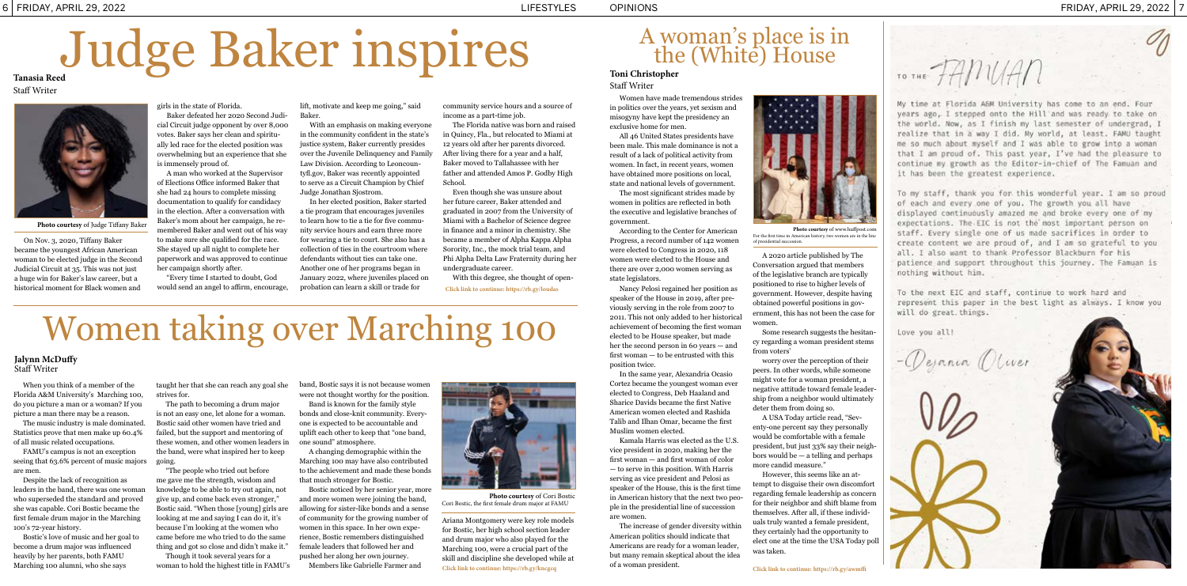# Judge Baker inspires

**Tanasia Reed**
Staff Writer

**Photo courtesy** of Judge Tiffany Baker

On Nov. 3, 2020, Tiffany Baker became the youngest African American woman to be elected judge in the Second Judicial Circuit at 35. This was not just a huge win for Baker's law career, but a historical moment for Black women and girls in the state of Florida.

Baker defeated her 2020 Second Judicial Circuit judge opponent by over 8,000 votes. Baker says her clean and spiritually led race for the elected position was overwhelming but an experience that she is immensely proud of.

A man who worked at the Supervisor of Elections Office informed Baker that she had 24 hours to complete missing documentation to qualify for candidacy in the election. After a conversation with Baker's mom about her campaign, he remembered Baker and went out of his way to make sure she qualified for the race. She stayed up all night to complete her paperwork and was approved to continue her campaign shortly after.

"Every time I started to doubt, God would send an angel to affirm, encourage, lift, motivate and keep me going," said Baker.

With an emphasis on making everyone in the community confident in the state's justice system, Baker currently presides over the Juvenile Delinquency and Family Law Division. According to Leoncountyfl.gov, Baker was recently appointed to serve as a Circuit Champion by Chief Judge Jonathan Sjostrom.

In her elected position, Baker started a tie program that encourages juveniles to learn how to tie a tie for five community service hours and earn three more for wearing a tie to court. She also has a collection of ties in the courtroom where defendants without ties can take one. Another one of her programs began in January 2022, where juveniles placed on probation can learn a skill or trade for community service hours and a source of income as a part-time job.

The Florida native was born and raised in Quincy, Fla., but relocated to Miami at 12 years old after her parents divorced. After living there for a year and a half, Baker moved to Tallahassee with her father and attended Amos P. Godby High School.

Even though she was unsure about her future career, Baker attended and graduated in 2007 from the University of Miami with a Bachelor of Science degree in finance and a minor in chemistry. She became a member of Alpha Kappa Alpha Sorority, Inc., the mock trial team, and Phi Alpha Delta Law Fraternity during her undergraduate career.

With this degree, she thought of open-

**Click link to continue: https://rb.gy/loudas**

# Women taking over Marching 100

**Jalynn McDuffy**
Staff Writer

When you think of a member of the Florida A&M University's Marching 100, do you picture a man or a woman? If you picture a man there may be a reason.

The music industry is male dominated. Statistics prove that men make up 60.4% of all music related occupations.

FAMU's campus is not an exception seeing that 63.6% percent of music majors are men.

Despite the lack of recognition as leaders in the band, there was one woman who superseded the standard and proved she was capable. Cori Bostic became the first female drum major in the Marching 100's 72-year history.

Bostic's love of music and her goal to become a drum major was influenced heavily by her parents, both FAMU Marching 100 alumni, who she says taught her that she can reach any goal she strives for.

The path to becoming a drum major is not an easy one, let alone for a woman. Bostic said other women have tried and failed, but the support and mentoring of these women, and other women leaders in the band, were what inspired her to keep going.

"The people who tried out before me gave me the strength, wisdom and knowledge to be able to try out again, not give up, and come back even stronger," Bostic said. "When those [young] girls are looking at me and saying I can do it, it's because I'm looking at the women who came before me who tried to do the same thing and got so close and didn't make it."

Though it took several years for a woman to hold the highest title in FAMU's band, Bostic says it is not because women were not thought worthy for the position.

Band is known for the family style bonds and close-knit community. Everyone is expected to be accountable and uplift each other to keep that "one band, one sound" atmosphere.

A changing demographic within the Marching 100 may have also contributed to the achievement and made these bonds that much stronger for Bostic.

Bostic noticed by her senior year, more and more women were joining the band, allowing for sister-like bonds and a sense of community for the growing number of women in this space. In her own experience, Bostic remembers distinguished female leaders that followed her and pushed her along her own journey.

Members like Gabrielle Farmer and Ariana Montgomery were key role models for Bostic, her high school section leader and drum major who also played for the Marching 100, were a crucial part of the skill and discipline she developed while at

**Photo courtesy** of Cori Bostic
Cori Bostic, the first female drum major at FAMU

**Click link to continue: https://rb.gy/kncgcq**

# A woman's place is in the (White) House

**Toni Christopher**
Staff Writer

Women have made tremendous strides in politics over the years, yet sexism and misogyny have kept the presidency an exclusive home for men.

All 46 United States presidents have been male. This male dominance is not a result of a lack of political activity from women. In fact, in recent years, women have obtained more positions on local, state and national levels of government.

The most significant strides made by women in politics are reflected in both the executive and legislative branches of government.

According to the Center for American Progress, a record number of 142 women were elected to Congress in 2020, 118 women were elected to the House and there are over 2,000 women serving as state legislators.

Nancy Pelosi regained her position as speaker of the House in 2019, after previously serving in the role from 2007 to 2011. This not only added to her historical achievement of becoming the first woman elected to be House speaker, but made her the second person in 60 years — and first woman — to be entrusted with this position twice.

In the same year, Alexandria Ocasio Cortez became the youngest woman ever elected to Congress, Deb Haaland and Sharice Davids became the first Native American women elected and Rashida Talib and Ilhan Omar, became the first Muslim women elected.

Kamala Harris was elected as the U.S. vice president in 2020, making her the first woman — and first woman of color — to serve in this position. With Harris serving as vice president and Pelosi as speaker of the House, this is the first time in American history that the next two people in the presidential line of succession are women.

The increase of gender diversity within American politics should indicate that Americans are ready for a woman leader, but many remain skeptical about the idea of a woman president.

**Photo courtesy** of www.huffpost.com
For the first time in American history, two women are in the line of presidential succession.

A 2020 article published by The Conversation argued that members of the legislative branch are typically positioned to rise to higher levels of government. However, despite having obtained powerful positions in government, this has not been the case for women.

Some research suggests the hesitancy regarding a woman president stems from voters' worry over the perception of their peers. In other words, while someone might vote for a woman president, a negative attitude toward female leadership from a neighbor would ultimately deter them from doing so.

A USA Today article read, "Seventy-one percent say they personally would be comfortable with a female president, but just 33% say their neighbors would be — a telling and perhaps more candid measure."

However, this seems like an attempt to disguise their own discomfort regarding female leadership as concern for their neighbor and shift blame from themselves. After all, if these individuals truly wanted a female president, they certainly had the opportunity to elect one at the time the USA Today poll was taken.

**Click link to continue: https://rb.gy/awmffi**

TO THE FAMUAN

My time at Florida A&M University has come to an end. Four years ago, I stepped onto the Hill and was ready to take on the world. Now, as I finish my last semester of undergrad, I realize that in a way I did. My world, at least. FAMU taught me so much about myself and I was able to grow into a woman that I am proud of. This past year, I've had the pleasure to continue my growth as the Editor-in-chief of The Famuan and it has been the greatest experience.

To my staff, thank you for this wonderful year. I am so proud of each and every one of you. The growth you all have displayed continuously amazed me and broke every one of my expectations. The EIC is not the most important person on staff. Every single one of us made sacrifices in order to create content we are proud of, and I am so grateful to you all. I also want to thank Professor Blackburn for his patience and support throughout this journey. The Famuan is nothing without him.

To the next EIC and staff, continue to work hard and represent this paper in the best light as always. I know you will do great things.

Love you all!

-Deyania Oliver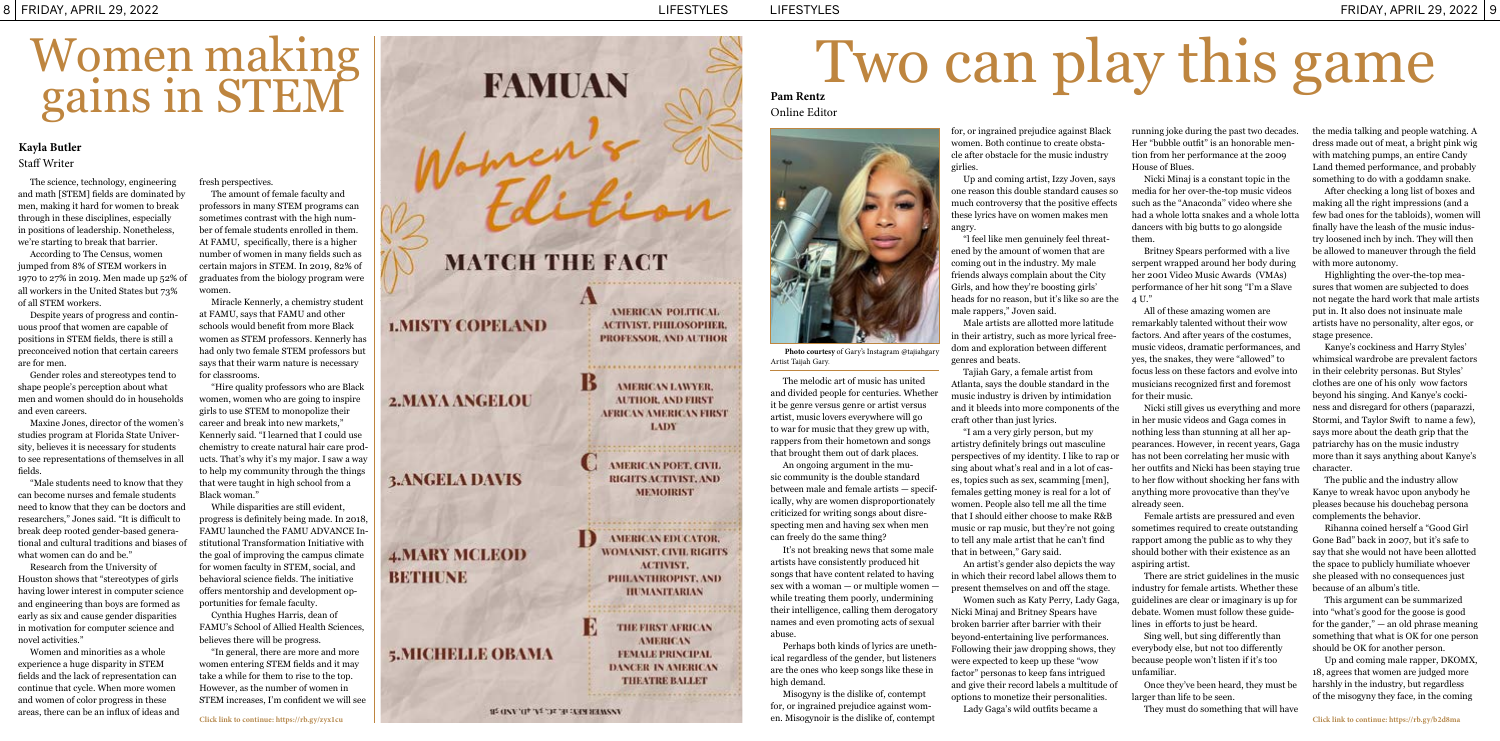# Women making gains in STEM

**Kayla Butler**
Staff Writer

The science, technology, engineering and math [STEM] fields are dominated by men, making it hard for women to break through in these disciplines, especially in positions of leadership. Nonetheless, we're starting to break that barrier.

According to The Census, women jumped from 8% of STEM workers in 1970 to 27% in 2019. Men made up 52% of all workers in the United States but 73% of all STEM workers.

Despite years of progress and continuous proof that women are capable of positions in STEM fields, there is still a preconceived notion that certain careers are for men.

Gender roles and stereotypes tend to shape people's perception about what men and women should do in households and even careers.

Maxine Jones, director of the women's studies program at Florida State University, believes it is necessary for students to see representations of themselves in all fields.

"Male students need to know that they can become nurses and female students need to know that they can be doctors and researchers," Jones said. "It is difficult to break deep rooted gender-based generational and cultural traditions and biases of what women can do and be."

Research from the University of Houston shows that "stereotypes of girls having lower interest in computer science and engineering than boys are formed as early as six and cause gender disparities in motivation for computer science and novel activities."

Women and minorities as a whole experience a huge disparity in STEM fields and the lack of representation can continue that cycle. When more women and women of color progress in these areas, there can be an influx of ideas and fresh perspectives.

The amount of female faculty and professors in many STEM programs can sometimes contrast with the high number of female students enrolled in them. At FAMU, specifically, there is a higher number of women in many fields such as certain majors in STEM. In 2019, 82% of graduates from the biology program were women.

Miracle Kennerly, a chemistry student at FAMU, says that FAMU and other schools would benefit from more Black women as STEM professors. Kennerly has had only two female STEM professors but says that their warm nature is necessary for classrooms.

"Hire quality professors who are Black women, women who are going to inspire girls to use STEM to monopolize their career and break into new markets," Kennerly said. "I learned that I could use chemistry to create natural hair care products. That's why it's my major. I saw a way to help my community through the things that were taught in high school from a Black woman."

While disparities are still evident, progress is definitely being made. In 2018, FAMU launched the FAMU ADVANCE Institutional Transformation Initiative with the goal of improving the campus climate for women faculty in STEM, social, and behavioral science fields. The initiative offers mentorship and development opportunities for female faculty.

Cynthia Hughes Harris, dean of FAMU's School of Allied Health Sciences, believes there will be progress.

"In general, there are more and more women entering STEM fields and it may take a while for them to rise to the top. However, as the number of women in STEM increases, I'm confident we will see

Click link to continue: https://rb.gy/zyx1cu

## FAMUAN Women's Edition

### MATCH THE FACT

| | | | |
|---|---|---|---|
| 1. MISTY COPELAND | | A | AMERICAN POLITICAL ACTIVIST, PHILOSOPHER, PROFESSOR, AND AUTHOR |
| 2. MAYA ANGELOU | | B | AMERICAN LAWYER, AUTHOR, AND FIRST AFRICAN AMERICAN FIRST LADY |
| 3. ANGELA DAVIS | | C | AMERICAN POET, CIVIL RIGHTS ACTIVIST, AND MEMOIRIST |
| 4. MARY MCLEOD BETHUNE | | D | AMERICAN EDUCATOR, WOMANIST, CIVIL RIGHTS ACTIVIST, PHILANTHROPIST, AND HUMANITARIAN |
| 5. MICHELLE OBAMA | | E | THE FIRST AFRICAN AMERICAN FEMALE PRINCIPAL DANCER IN AMERICAN THEATRE BALLET |

# Two can play this game

**Pam Rentz**
Online Editor

**Photo courtesy** of Gary's Instagram @tajiahgary Artist Taijah Gary.

The melodic art of music has united and divided people for centuries. Whether it be genre versus genre or artist versus artist, music lovers everywhere will go to war for music that they grew up with, rappers from their hometown and songs that brought them out of dark places.

An ongoing argument in the music community is the double standard between male and female artists — specifically, why are women disproportionately criticized for writing songs about disrespecting men and having sex when men can freely do the same thing?

It's not breaking news that some male artists have consistently produced hit songs that have content related to having sex with a woman — or multiple women — while treating them poorly, undermining their intelligence, calling them derogatory names and even promoting acts of sexual abuse.

Perhaps both kinds of lyrics are unethical regardless of the gender, but listeners are the ones who keep songs like these in high demand.

Misogyny is the dislike of, contempt for, or ingrained prejudice against women. Misogynoir is the dislike of, contempt for, or ingrained prejudice against Black women. Both continue to create obstacle after obstacle for the music industry girlies.

Up and coming artist, Izzy Joven, says one reason this double standard causes so much controversy that the positive effects these lyrics have on women makes men angry.

"I feel like men genuinely feel threatened by the amount of women that are coming out in the industry. My male friends always complain about the City Girls, and how they're boosting girls' heads for no reason, but it's like so are the male rappers," Joven said.

Male artists are allotted more latitude in their artistry, such as more lyrical freedom and exploration between different genres and beats.

Tajiah Gary, a female artist from Atlanta, says the double standard in the music industry is driven by intimidation and it bleeds into more components of the craft other than just lyrics.

"I am a very girly person, but my artistry definitely brings out masculine perspectives of my identity. I like to rap or sing about what's real and in a lot of cases, topics such as sex, scamming [men], females getting money is real for a lot of women. People also tell me all the time that I should either choose to make R&B music or rap music, but they're not going to tell any male artist that he can't find that in between," Gary said.

An artist's gender also depicts the way in which their record label allows them to present themselves on and off the stage.

Women such as Katy Perry, Lady Gaga, Nicki Minaj and Britney Spears have broken barrier after barrier with their beyond-entertaining live performances. Following their jaw dropping shows, they were expected to keep up these "wow factor" personas to keep fans intrigued and give their record labels a multitude of options to monetize their personalities.

Lady Gaga's wild outfits became a running joke during the past two decades. Her "bubble outfit" is an honorable mention from her performance at the 2009 House of Blues.

Nicki Minaj is a constant topic in the media for her over-the-top music videos such as the "Anaconda" video where she had a whole lotta snakes and a whole lotta dancers with big butts to go alongside them.

Britney Spears performed with a live serpent wrapped around her body during her 2001 Video Music Awards (VMAs) performance of her hit song "I'm a Slave 4 U."

All of these amazing women are remarkably talented without their wow factors. And after years of the costumes, music videos, dramatic performances, and yes, the snakes, they were "allowed" to focus less on these factors and evolve into musicians recognized first and foremost for their music.

Nicki still gives us everything and more in her music videos and Gaga comes in nothing less than stunning at all her appearances. However, in recent years, Gaga has not been correlating her music with her outfits and Nicki has been staying true to her flow without shocking her fans with anything more provocative than they've already seen.

Female artists are pressured and even sometimes required to create outstanding rapport among the public as to why they should bother with their existence as an aspiring artist.

There are strict guidelines in the music industry for female artists. Whether these guidelines are clear or imaginary is up for debate. Women must follow these guidelines in efforts to just be heard.

Sing well, but sing differently than everybody else, but not too differently because people won't listen if it's too unfamiliar.

Once they've been heard, they must be larger than life to be seen.

They must do something that will have the media talking and people watching. A dress made out of meat, a bright pink wig with matching pumps, an entire Candy Land themed performance, and probably something to do with a goddamn snake.

After checking a long list of boxes and making all the right impressions (and a few bad ones for the tabloids), women will finally have the leash of the music industry loosened inch by inch. They will then be allowed to maneuver through the field with more autonomy.

Highlighting the over-the-top measures that women are subjected to does not negate the hard work that male artists put in. It also does not insinuate male artists have no personality, alter egos, or stage presence.

Kanye's cockiness and Harry Styles' whimsical wardrobe are prevalent factors in their celebrity personas. But Styles' clothes are one of his only wow factors beyond his singing. And Kanye's cockiness and disregard for others (paparazzi, Stormi, and Taylor Swift to name a few), says more about the death grip that the patriarchy has on the music industry more than it says anything about Kanye's character.

The public and the industry allow Kanye to wreak havoc upon anybody he pleases because his douchebag persona complements the behavior.

Rihanna coined herself a "Good Girl Gone Bad" back in 2007, but it's safe to say that she would not have been allotted the space to publicly humiliate whoever she pleased with no consequences just because of an album's title.

This argument can be summarized into "what's good for the goose is good for the gander," — an old phrase meaning something that what is OK for one person should be OK for another person.

Up and coming male rapper, DKOMX, 18, agrees that women are judged more harshly in the industry, but regardless of the misogyny they face, in the coming

Click link to continue: https://rb.gy/b2d8ma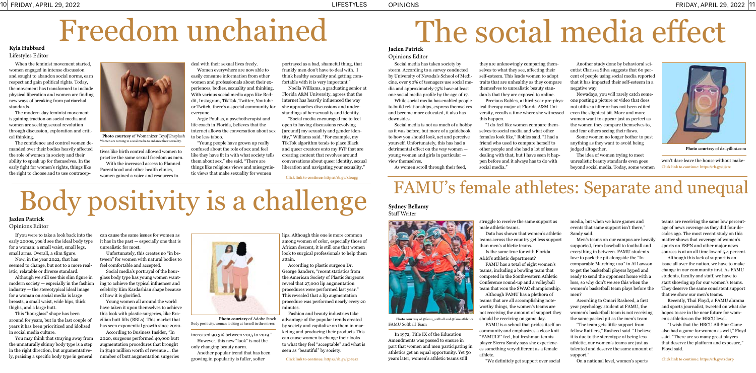# Freedom unchained

**Kyla Hubbard**
Lifestyles Editor

When the feminist movement started, women engaged in intense discussion and sought to abandon social norms, earn respect and gain political rights. Today, the movement has transformed to include physical liberation and women are finding new ways of breaking from patriarchal standards.

The modern-day feminist movement is gaining traction on social media and women are seeking sexual revolution through discussion, exploration and critical thinking.

The confidence and control women demanded over their bodies heavily affected the role of women in society and their ability to speak up for themselves. In the early fight for women's rights, things like the right to choose and to use contraceptives like birth control allowed women to practice the same sexual freedom as men.

**Photo courtesy** of Womanizer Toys|Unsplash
Women are turning to social media to enhance their sexuality.

With the increased access to Planned Parenthood and other health clinics, women gained a voice and resources to deal with their sexual lives freely.

Women everywhere are now able to easily consume information from other women and professionals about their experiences, bodies, sexuality and thinking. With various social media apps like Reddit, Instagram, TikTok, Twitter, Youtube or Twitch, there's a special community for everyone.

Argie Poulias, a psychotherapist and life coach in Florida, believes that the internet allows the conversation about sex to be less taboo.

"Young people have grown up really confused about the role of sex and feel like they have fit in with what society tells them about sex," she said. "There are things like religious views and misogynistic views that make sexuality for women portrayed as a bad, shameful thing, that frankly men don't have to deal with. I think healthy sexuality and getting comfortable with it is very important."

Noella Williams, a graduating senior at Florida A&M University, agrees that the internet has heavily influenced the way she approaches discussions and understandings of her sexuality and identity.

"Social media encouraged me to feel open to having discussions revolving [around] my sexuality and gender identity," Williams said. "For example, my TikTok algorithm tends to place Black and queer creators onto my FYP that are creating content that revolves around conversations about queer identity, sexual liberation and navigating your sexuality."

Click link to continue: https://rb.gy/xfoagg

# The social media effect

**Jaelen Patrick**
Opinions Editor

Social media has taken society by storm. According to a survey conducted by University of Nevada's School of Medicine, over 90% of teenagers use social media and approximately 75% have at least one social media profile by the age of 17.

While social media has enabled people to build relationships, express themselves and become more educated, it also has downsides.

Social media is not as much of a hobby as it was before, but more of a guidebook to how you should look, act and perceive yourself. Unfortunately, this has had a detrimental effect on the way women — young women and girls in particular — view themselves.

As women scroll through their feed, they are unknowingly comparing themselves to what they see, affecting their self-esteem. This leads women to adopt traits that are unhealthy as they compare themselves to unrealistic beauty standards that they are exposed to online.

Precious Robles, a third-year pre-physical therapy major at Florida A&M University, recalls a time where she witnessed this happen.

"I do feel like women compare themselves to social media and what other females look like," Robles said. "I had a friend who used to compare herself to other people and she had a lot of issues dealing with that, but I have seen it happen before and it always has to do with social media."

Another study done by behavioral scientist Clarissa Silva suggests that 60 percent of people using social media reported that it has impacted their self-esteem in a negative way.

Nowadays, you will rarely catch someone posting a picture or video that does not utilize a filter or has not been edited even the slightest bit. More and more women want to appear just as perfect as the women they compare themselves to, and fear others seeing their flaws.

Some women no longer bother to post anything as they want to avoid being judged altogether.

The idea of women trying to meet unrealistic beauty standards even goes beyond social media. Today, some women won't dare leave the house without make-

**Photo courtesy** of dailyillini.com

Click link to continue: https://rb.gy/ijjctz

# Body positivity is a challenge

**Jazlen Patrick**
Opinions Editor

If you were to take a look back into the early 2000s, you'd see the ideal body type for a woman: a small waist, small legs, small arms. Overall, a slim figure.

Now, in the year 2022, that has seemed to change, but not to a more realistic, relatable or diverse standard.

Although we still see this slim figure in modern society — especially in the fashion industry — the stereotypical ideal image for a woman on social media is large breasts, a small waist, wide hips, thick thighs, and a large butt.

This "hourglass" shape has been around for years, but in the last couple of years it has been prioritized and idolized in social media culture.

You may think that straying away from the unnaturally skinny body type is a step in the right direction, but argumentatively, praising a specific body type in general can cause the same issues for women as it has in the past — especially one that is unrealistic for most.

Unfortunately, this creates no "in between" for women with natural bodies to feel comfortable and accepted.

Social media's portrayal of the hourglass body type has young women wanting to achieve the typical influencer and celebrity Kim Kardashian shape because of how it is glorified.

Young women all around the world have taken it upon themselves to achieve this look with plastic surgeries, like Brazilian butt lifts (BBLs). This market that has seen exponential growth since 2020.

According to Business Insider, "In 2020, surgeons performed 40,000 butt augmentation procedures that brought in $140 million worth of revenue ... the number of butt augmentation surgeries increased 90.3% between 2015 to 2019."

**Photo courtesy** of Adobe Stock
Body positivity, woman looking at herself in the mirror.

However, this new "look" is not the only changing beauty norm.

Another popular trend that has been growing in popularity is fuller, softer lips. Although this one is more common among women of color, especially those of African descent, it is still one that women look to surgical professionals to help them attain.

According to plastic surgeon Dr. George Sanders, "recent statistics from the American Society of Plastic Surgeons reveal that 27,000 lip augmentation procedures were performed last year." This revealed that a lip augmentation procedure was performed nearly every 20 minutes.

Fashion and beauty industries take advantage of the popular trends created by society and capitalize on them in marketing and producing their products.This can cause women to change their looks to what they feel "acceptable" and what is seen as "beautiful" by society.

Click link to continue: https://rb.gy/g58eaz

# FAMU's female athletes: Separate and unequal

**Sydney Bellamy**
Staff Writer

**Photo courtesy** of @famu_softball and @famuathletics
FAMU Softball Team

In 1972, Title IX of the Education Amendments was passed to ensure in part that women and men participating in athletics get an equal opportunity. Yet 50 years later, women's athletic teams still struggle to receive the same support as male athletic teams.

Data has shown that women's athletic teams across the country get less support than men's athletic teams.

Is the same true for with Florida A&M's athletic department?

FAMU has a total of eight women's teams, including a bowling team that competed in the Southwestern Athletic Conference round-up and a volleyball team that won the SWAC championship.

Although FAMU has a plethora of teams that are all accomplishing noteworthy things, the women's teams are not receiving the amount of support they should be receiving on game day.

FAMU is a school that prides itself on community and emphasizes a close knit "FAMULY" feel, but freshman tennis player Sierra Sandy says she experiences something very different as a female athlete.

"We definitely get support over social media, but when we have games and events that same support isn't there," Sandy said.

Men's teams on our campus are heavily supported, from baseball to football and everything in between. FAMU students love to pack the pit alongside the "Incomparable Marching 100" in Al Lawson to get the basketball players hyped and ready to send the opponent home with a loss, so why don't we see this when the women's basketball team plays before the men?

According to Omari Rasheed, a first year psychology student at FAMU, the women's basketball team is not receiving the same packed pit as the men's team.

"The team gets little support from fellow Rattlers," Rasheed said. "I believe it is due to the stereotype of being less athletic, our women's teams are just as talented and deserve the same amount of support."

On a national level, women's sports teams are receiving the same low percentage of news coverage as they did four decades ago. The most recent study on this matter shows that coverage of women's sports on ESPN and other major news sources is at an all time low of 5.4 percent.

Although this lack of support is an issue all over the nation, we have to make change in our community first. As FAMU students, faculty and staff, we have to start showing up for our women's teams. They deserve the same consistent support that we show our men's teams.

Recently, Thai Floyd, a FAMU alumna and sports journalist, tweeted on what she hopes to see in the near future for women's athletics on the HBCU level.

"I wish that the HBCU All-Star Game also had a game for women as well," Floyd said. "There are so many great players that deserve the platform and exposure," Floyd said.

Click link to continue: https://rb.gy/tzdurp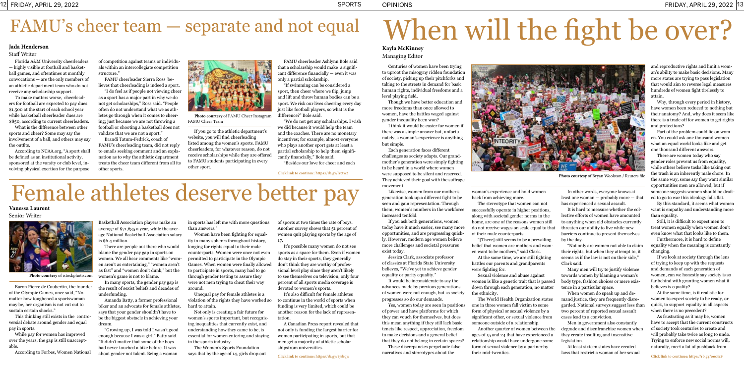# FAMU's cheer team — separate and not equal

**Jada Henderson**
Staff Writer

Florida A&M University cheerleaders — highly visible at football and basketball games, and oftentimes at monthly convocations — are the only members of an athletic department team who do not receive any scholarship support.

To make matters worse, cheerleaders for football are expected to pay dues $1,500 at the start of each school year while basketball cheerleader dues are $850, according to current cheerleaders.

What is the difference between other sports and cheer? Some may say the involvement of a ball, and others may say the outfits.

According to NCAA.org, "A sport shall be defined as an institutional activity, sponsored at the varsity or club level, involving physical exertion for the purpose of competition against teams or individuals within an intercollegiate competition structure."

FAMU cheerleader Sierra Ross believes that cheerleading is indeed a sport.

"I do feel as if people not viewing cheer as a sport has a major part in why we do not get scholarships," Ross said. "People often do not understand what we as athletes go through when it comes to cheering; just because we are not throwing a football or shooting a basketball does not validate that we are not a sport."

Brandi Tatum-Fedrick, coach of FAMU's cheerleading team, did not reply to emails seeking comment and an explanation as to why the athletic department treats the cheer team different from all its other sports.

**Photo courtesy** of FAMU Cheer Instagram FAMU Cheer Team

If you go to the athletic department's website, you will find cheerleading listed among the women's sports. FAMU cheerleaders, for whatever reason, do not receive scholarships while they are offered to FAMU students participating in every other sport.

FAMU cheerleader Ashlynn Bole said that a scholarship would make a significant difference financially — even it was only a partial scholarship.

"If swimming can be considered a sport, then cheer where we flip, jump and lift and throw human bodies can be a sport. We risk our lives cheering every day just like football players, so what is the difference?" Bole said.

"We do not get any scholarships. I wish we did because it would help the team and the coaches. There are no monetary incentives; for example, almost everyone who plays another sport gets at least a partial scholarship to help them significantly financially," Bole said.

"Besides our love for cheer and each

**Click link to continue: https://rb.gy/lvctw2**

# Female athletes deserve better pay

**Vanessa Laurent**
Senior Writer

**Photo courtesy** of istockphoto.com

Baron Pierre de Coubertin, the founder of the Olympic Games, once said, "No matter how toughened a sportswoman may be, her organism is not cut out to sustain certain shocks."

This thinking still exists in the controversial debate around gender and equal pay in sports.

While pay for women has improved over the years, the gap is still unacceptable.

According to Forbes, Women National Basketball Association players make an average of $71,635 a year, while the average National Basketball Association salary is $6.4 million.

There are people out there who would blame the gender pay gap in sports on women. We all hear comments like "women aren't as entertaining," "women aren't as fast" and "women don't dunk," but the women's game is not to blame.

In many sports, the gender pay gap is the result of sexist beliefs and decades of underfunding.

Amanda Batty, a former professional biker and an advocate for female athletes, says that your gender shouldn't have to be the biggest obstacle in achieving your dream.

"Growing up, I was told I wasn't good enough because I was a girl," Batty said. "It didn't matter that some of the boys had never touched a bike before. It was about gender not talent. Being a woman in sports has left me with more questions than answers."

Women have been fighting for equality in many spheres throughout history, longing for rights equal to their male counterparts. Women were once not even permitted to participate in the Olympic Games. When women were finally allowed to participate in sports, many had to go through gender testing to assure they were not men trying to cheat their way around.

Unequal pay for female athletes is a violation of the rights they have worked so hard to attain.

Not only is creating a fair future for women's sports important, but recognizing inequalities that currently exist, and understanding how they came to be, is essential for women entering and staying in the sports industry.

The Women's Sports Foundation says that by the age of 14, girls drop out of sports at two times the rate of boys. Another survey shows that 51 percent of women quit playing sports by the age of 17.

It's possible many women do not see sports as a space for them. Even if women do stay in their sports, they generally don't think they are worthy of professional level play since they aren't likely to see themselves on television; only four percent of all sports media coverage is devoted to women's sports.

It's also difficult for female athletes to continue in the world of sports when funding is very limited, which could be another reason for the lack of representation.

A Canadian Press report revealed that not only is funding the largest barrier for women participating in sports, but that men get a majority of athletic scholarshipsfrom universities.

**Click link to continue: https://rb.gy/9jsbqw**

# When will the fight be over?

**Kayla McKinney**
Managing Editor

Centuries of women have been trying to uproot the misogyny ridden foundation of society, picking up their pitchforks and taking to the streets in demand for basic human rights, individual freedoms and a level playing field.

Though we have better education and more freedoms than once allowed to women, have the battles waged against gender inequality been won?

I think it would be easier for women if there was a simple answer but, unfortunately, a woman's experience is anything but simple.

Each generation faces different challenges as society adapts. Our grandmother's generation were simply fighting to be heard in a world where women were supposed to be silent and reserved. They achieved their goal with the suffrage movement.

Likewise, women from our mother's generation took up a different fight to be seen and gain representation. Through them, women's numbers in the workforce increased tenfold.

If you ask both generations, women today have it much easier, see many more opportunities, and are progressing quickly. However, modern age women believe more challenges and societal pressures exist today.

Jessica Clark, associate professor of classics at Florida State University believes, "We've yet to achieve gender equality or parity equality."

It would be inconsiderate to say the advances made by previous generations of women were not enough, but as society progresses so do our demands.

Yes, women today are seen in positions of power and have platforms for which they can vouch for themselves, but does this mean anything if they still lack basic tenets like respect, appreciation, freedom to make decisions and a general belief that they do not belong in certain spaces?

These discrepancies perpetuate false narratives and stereotypes about the woman's experience and hold women back from achieving more.

The stereotype that women can not successfully operate in higher positions, along with societal gender norms in the home, are one of the reasons women still do not receive wages on scale equal to that of their male counterparts.

"[There] still seems to be a prevailing belief that women are mothers and women want to be mothers," said Clark.

At the same time, we are still fighting battles our parents and grandparents were fighting for.

Sexual violence and abuse against women is like a genetic trait that is passed down through each generation, no matter the ethnicity.

The World Health Organization states one in three women fall victim to some form of physical or sexual violence by a significant other, or sexual violence from someone outside of a relationship.

Another quarter of women between the ages of 15 and 24 that have experienced a relationship would have undergone some form of sexual violence by a partner by their mid-twenties.

**Photo courtesy** of Bryan Woolston / Reuters file

In other words, everyone knows at least one woman — probably more — that has experienced a sexual assault.

It is hard to measure whether the collective efforts of women have amounted to anything when old obstacles currently threaten our ability to live while new barriers continue to present themselves by the day.

"Not only are women not able to claim their rights, but when they attempt to, it seems as if the law is not on their side," Clark said.

Many men will try to justify violence towards women by blaming a woman's body type, fashion choices or mere existence in a particular space.

When women do speak up and demand justice, they are frequently disregarded. National surveys suggest less than two percent of reported sexual assault cases lead to a conviction.

Men in government also constantly degrade and disenfranchise women when they create insulting and insensitive legislation.

At least sixteen states have created laws that restrict a woman of her sexual and reproductive rights and limit a woman's ability to make basic decisions. Many more states are trying to pass legislation that would aim to reverse legal measures hundreds of women fight tirelessly to attain.

Why, through every period in history, have women been reduced to nothing but their anatomy? And, why does it seem like there is a trade off for women to get rights and protections?

Part of the problem could lie on women. You could ask one thousand women what an equal world looks like and get one thousand different answers.

There are women today who say gender roles prevent us from equality, while others believe tasks like taking out the trash is an inherently male chore. In the same way, some say they want similar opportunities men are allowed, but if someone suggests women should be drafted to go to war this ideology falls flat.

By this standard, it seems what women want is empathy and understanding more than equality.

Still, it is difficult to expect men to treat women equally when women don't even know what that looks like to them.

Furthermore, it is hard to define equality when the meaning is constantly changing.

If we look at society through the lens of trying to keep up with the requests and demands of each generation of women, can we honestly say society is so far behind with granting women what it believes is equality?

At the same time, is it realistic for women to expect society to be ready, or quick, to support equality in all aspects when there is no precedent?

As frustrating as it may be, women have to accept that the current constructs of society took centuries to create and will probably take twice as long to undo. Trying to enforce new social norms will, naturally, meet a lot of pushback from

**Click link to continue: https://rb.gy/00c4z9**